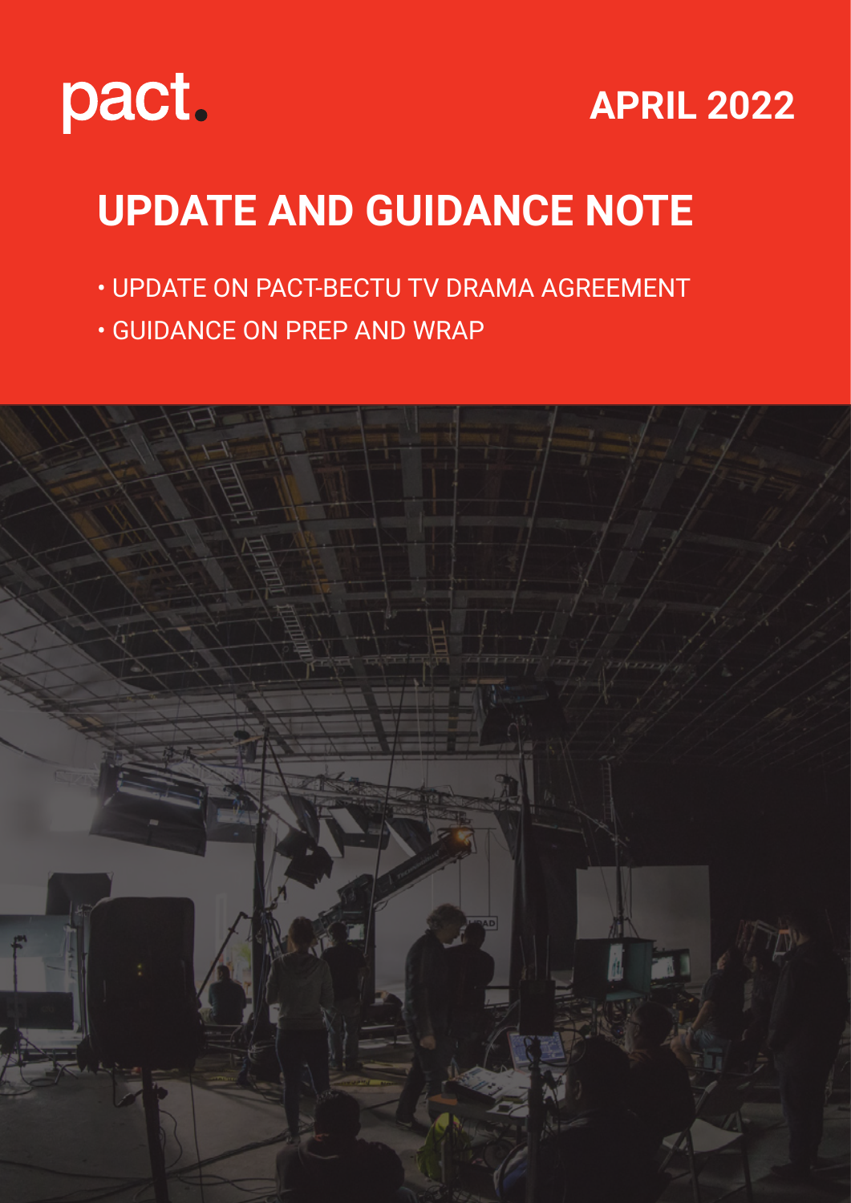pact.

APRIL 2022

# UPDATE AND GUIDANCE NOTE

- UPDATE ON PACT-BECTU TV DRAMA AGREEMENT
- GUIDANCE ON PREP AND WRAP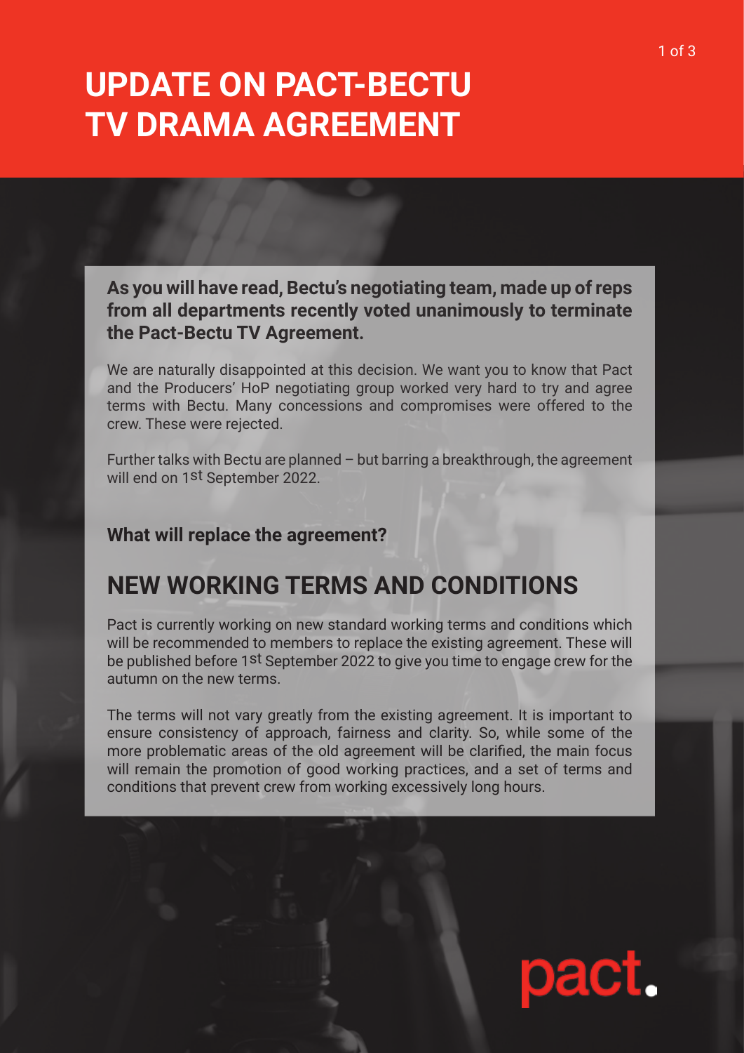# UPDATE ON PACT-BECTU TV DRAMA AGREEMENT

**As you will have read, Bectu's negotiating team, made up of reps from all departments recently voted unanimously to terminate the Pact-Bectu TV Agreement.**

We are naturally disappointed at this decision. We want you to know that Pact and the Producers' HoP negotiating group worked very hard to try and agree terms with Bectu. Many concessions and compromises were offered to the crew. These were rejected.

Further talks with Bectu are planned – but barring a breakthrough, the agreement will end on 1st September 2022.

**What will replace the agreement?**

## NEW WORKING TERMS AND CONDITIONS

Pact is currently working on new standard working terms and conditions which will be recommended to members to replace the existing agreement. These will be published before 1st September 2022 to give you time to engage crew for the autumn on the new terms.

The terms will not vary greatly from the existing agreement. It is important to ensure consistency of approach, fairness and clarity. So, while some of the more problematic areas of the old agreement will be clarified, the main focus will remain the promotion of good working practices, and a set of terms and conditions that prevent crew from working excessively long hours.

pact.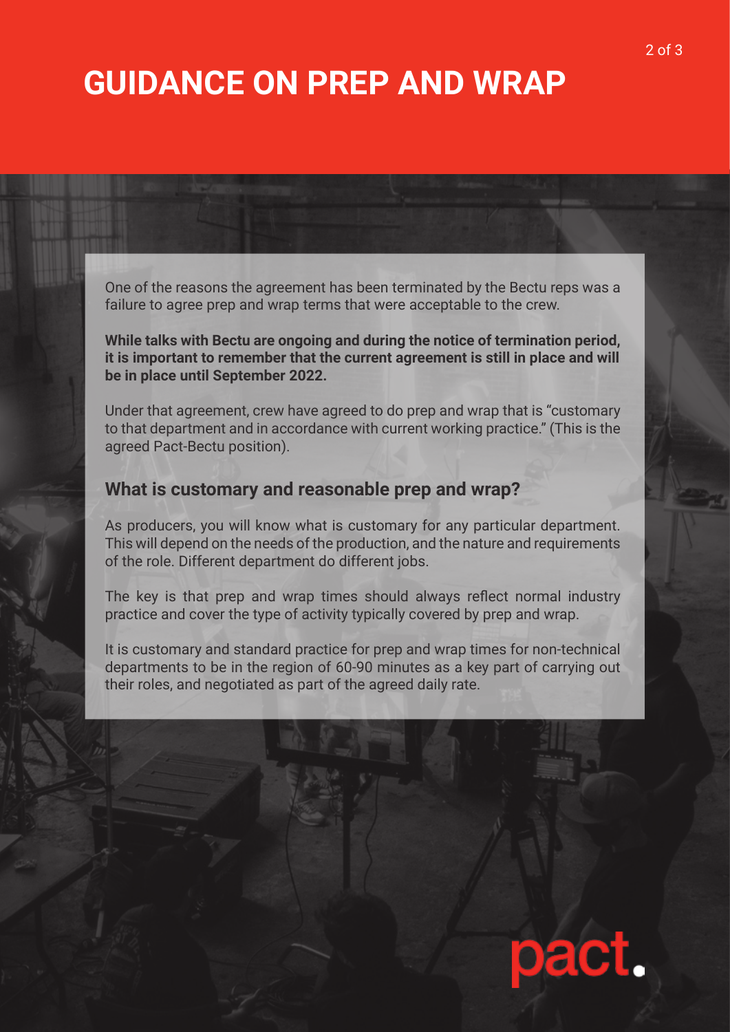# GUIDANCE ON PREP AND WRAP

One of the reasons the agreement has been terminated by the Bectu reps was a failure to agree prep and wrap terms that were acceptable to the crew.

**While talks with Bectu are ongoing and during the notice of termination period, it is important to remember that the current agreement is still in place and will be in place until September 2022.**

Under that agreement, crew have agreed to do prep and wrap that is "customary to that department and in accordance with current working practice." (This is the agreed Pact-Bectu position).

## What is customary and reasonable prep and wrap?

As producers, you will know what is customary for any particular department. This will depend on the needs of the production, and the nature and requirements of the role. Different department do different jobs.

The key is that prep and wrap times should always reflect normal industry practice and cover the type of activity typically covered by prep and wrap.

It is customary and standard practice for prep and wrap times for non-technical departments to be in the region of 60-90 minutes as a key part of carrying out their roles, and negotiated as part of the agreed daily rate.

pact.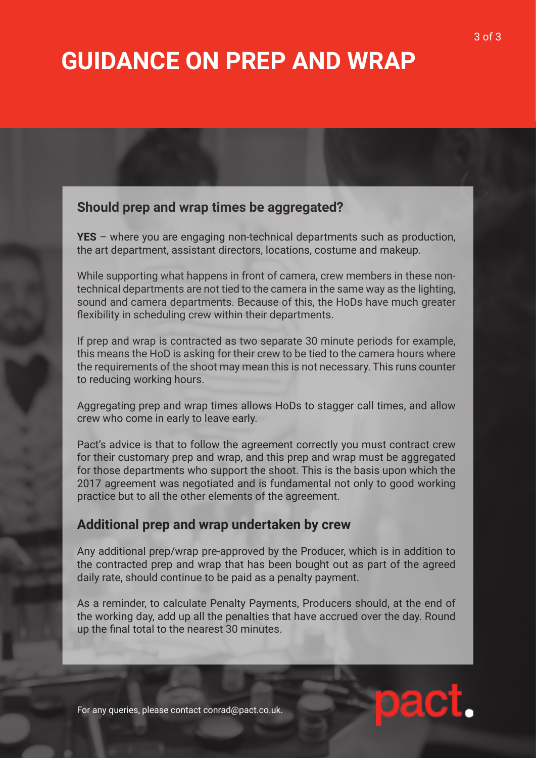# GUIDANCE ON PREP AND WRAP

## Should prep and wrap times be aggregated?

**YES** – where you are engaging non-technical departments such as production, the art department, assistant directors, locations, costume and makeup.

While supporting what happens in front of camera, crew members in these non-technical departments are not tied to the camera in the same way as the lighting, sound and camera departments. Because of this, the HoDs have much greater flexibility in scheduling crew within their departments.

If prep and wrap is contracted as two separate 30 minute periods for example, this means the HoD is asking for their crew to be tied to the camera hours where the requirements of the shoot may mean this is not necessary. This runs counter to reducing working hours.

Aggregating prep and wrap times allows HoDs to stagger call times, and allow crew who come in early to leave early.

Pact's advice is that to follow the agreement correctly you must contract crew for their customary prep and wrap, and this prep and wrap must be aggregated for those departments who support the shoot. This is the basis upon which the 2017 agreement was negotiated and is fundamental not only to good working practice but to all the other elements of the agreement.

## Additional prep and wrap undertaken by crew

Any additional prep/wrap pre-approved by the Producer, which is in addition to the contracted prep and wrap that has been bought out as part of the agreed daily rate, should continue to be paid as a penalty payment.

As a reminder, to calculate Penalty Payments, Producers should, at the end of the working day, add up all the penalties that have accrued over the day. Round up the final total to the nearest 30 minutes.

For any queries, please contact conrad@pact.co.uk.

pact.